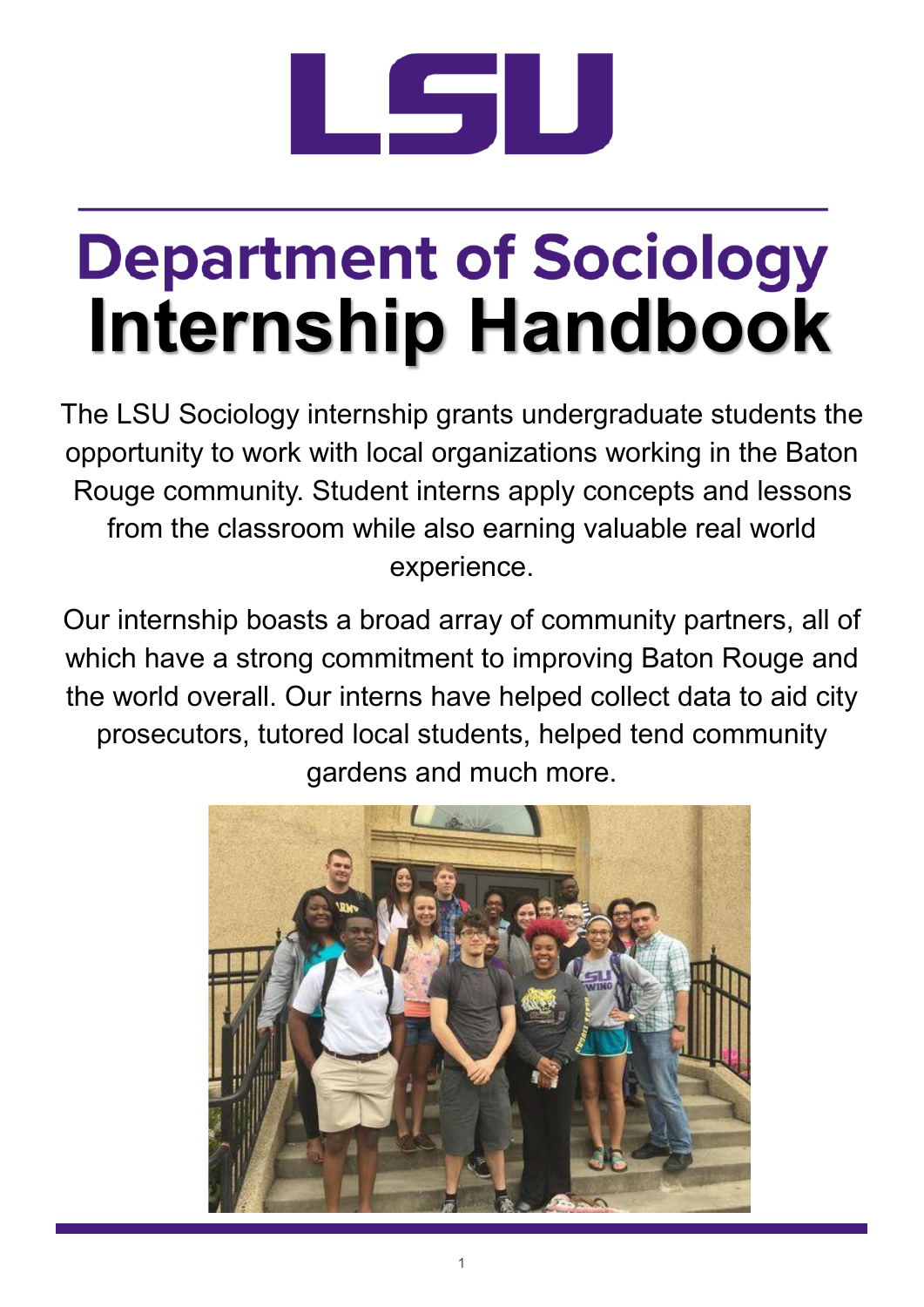# LSU

# Department of Sociology
# Internship Handbook

The LSU Sociology internship grants undergraduate students the opportunity to work with local organizations working in the Baton Rouge community. Student interns apply concepts and lessons from the classroom while also earning valuable real world experience.

Our internship boasts a broad array of community partners, all of which have a strong commitment to improving Baton Rouge and the world overall. Our interns have helped collect data to aid city prosecutors, tutored local students, helped tend community gardens and much more.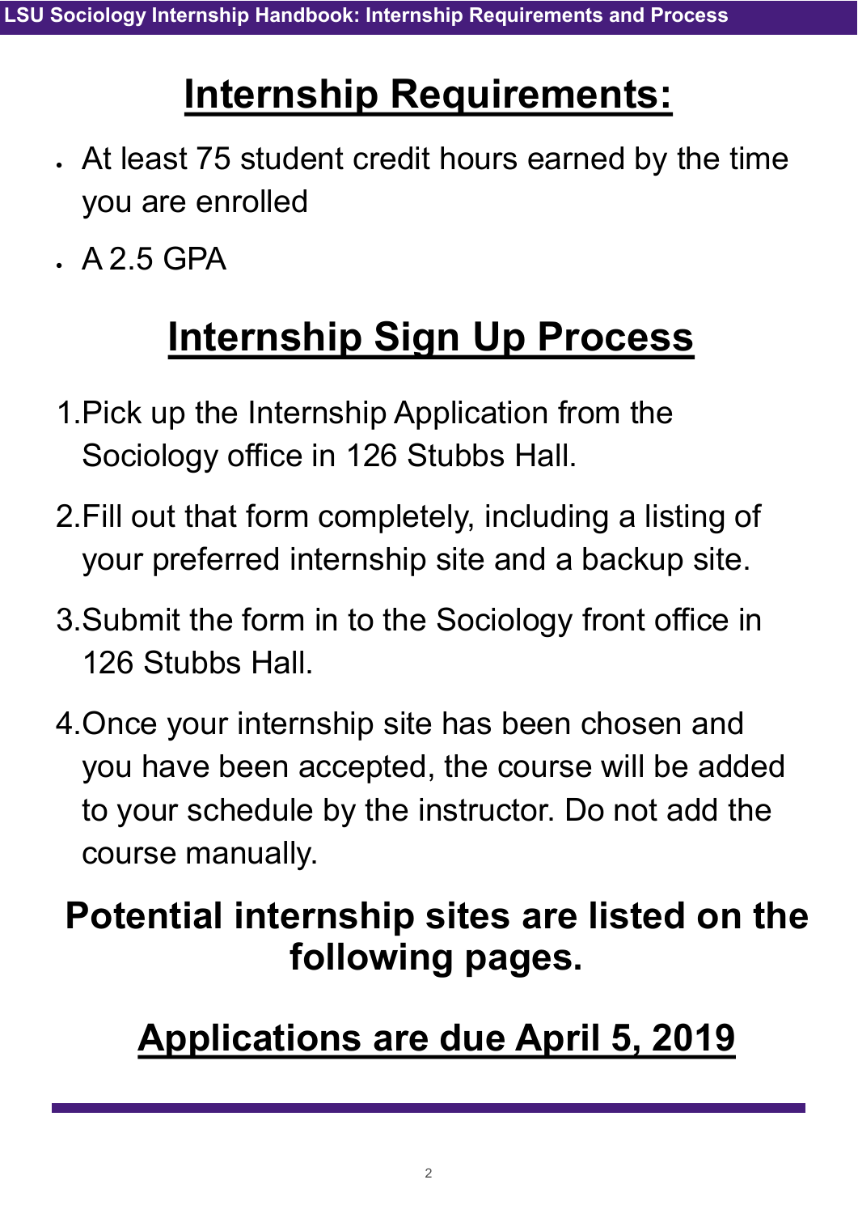## Internship Requirements:

- At least 75 student credit hours earned by the time you are enrolled
- A 2.5 GPA

## Internship Sign Up Process

1. Pick up the Internship Application from the Sociology office in 126 Stubbs Hall.
2. Fill out that form completely, including a listing of your preferred internship site and a backup site.
3. Submit the form in to the Sociology front office in 126 Stubbs Hall.
4. Once your internship site has been chosen and you have been accepted, the course will be added to your schedule by the instructor. Do not add the course manually.

**Potential internship sites are listed on the following pages.**

## Applications are due April 5, 2019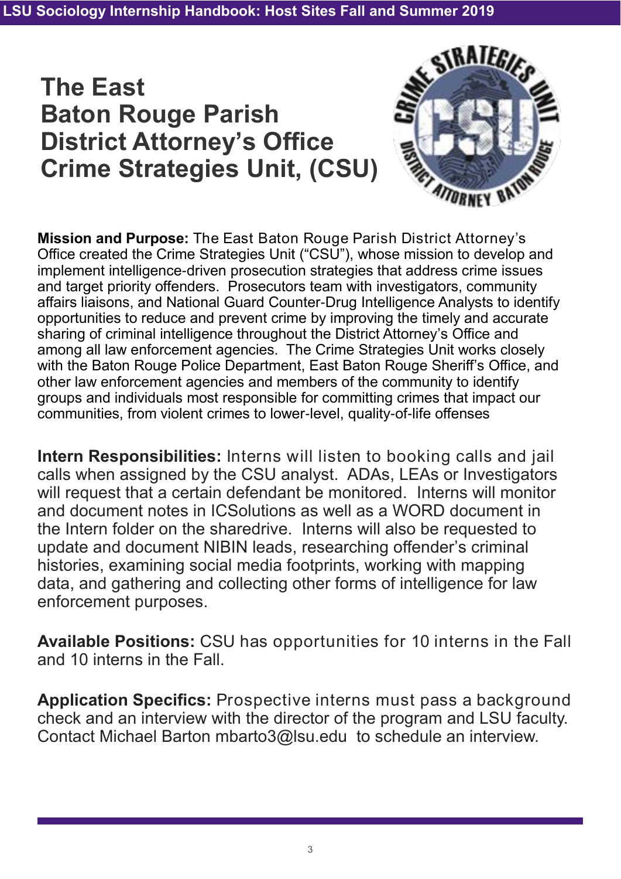# The East Baton Rouge Parish District Attorney's Office Crime Strategies Unit, (CSU)

**Mission and Purpose:** The East Baton Rouge Parish District Attorney's Office created the Crime Strategies Unit ("CSU"), whose mission to develop and implement intelligence-driven prosecution strategies that address crime issues and target priority offenders. Prosecutors team with investigators, community affairs liaisons, and National Guard Counter-Drug Intelligence Analysts to identify opportunities to reduce and prevent crime by improving the timely and accurate sharing of criminal intelligence throughout the District Attorney's Office and among all law enforcement agencies. The Crime Strategies Unit works closely with the Baton Rouge Police Department, East Baton Rouge Sheriff's Office, and other law enforcement agencies and members of the community to identify groups and individuals most responsible for committing crimes that impact our communities, from violent crimes to lower-level, quality-of-life offenses

**Intern Responsibilities:** Interns will listen to booking calls and jail calls when assigned by the CSU analyst. ADAs, LEAs or Investigators will request that a certain defendant be monitored. Interns will monitor and document notes in ICSolutions as well as a WORD document in the Intern folder on the sharedrive. Interns will also be requested to update and document NIBIN leads, researching offender's criminal histories, examining social media footprints, working with mapping data, and gathering and collecting other forms of intelligence for law enforcement purposes.

**Available Positions:** CSU has opportunities for 10 interns in the Fall and 10 interns in the Fall.

**Application Specifics:** Prospective interns must pass a background check and an interview with the director of the program and LSU faculty. Contact Michael Barton mbarto3@lsu.edu to schedule an interview.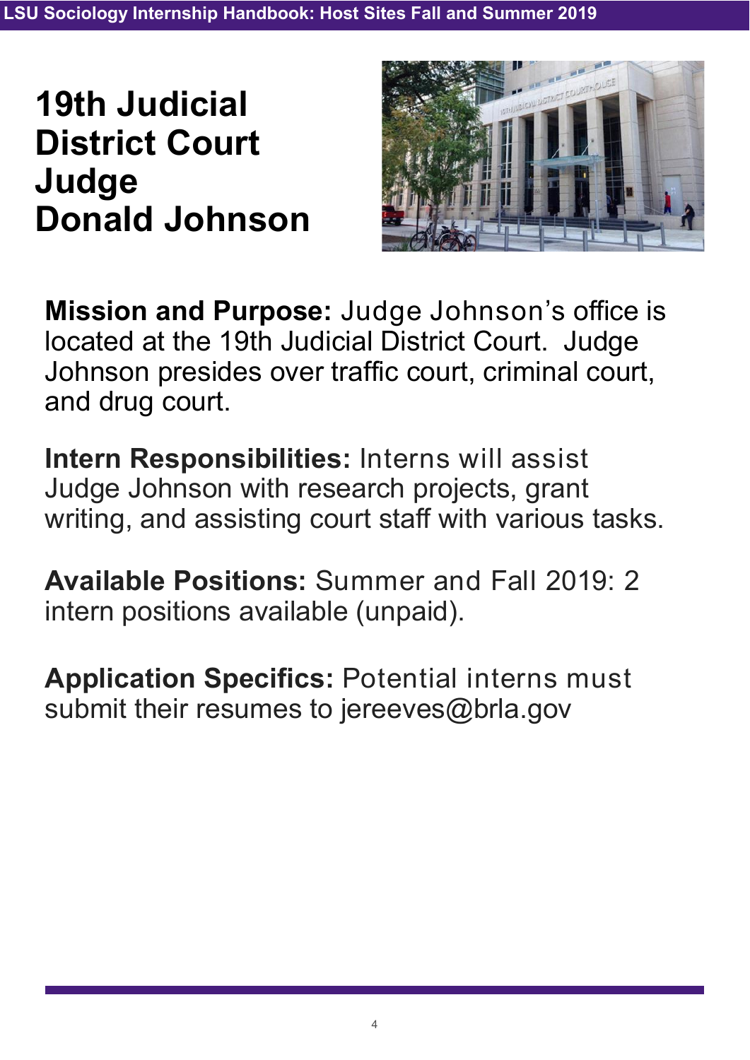# 19th Judicial District Court Judge Donald Johnson

**Mission and Purpose:** Judge Johnson's office is located at the 19th Judicial District Court. Judge Johnson presides over traffic court, criminal court, and drug court.

**Intern Responsibilities:** Interns will assist Judge Johnson with research projects, grant writing, and assisting court staff with various tasks.

**Available Positions:** Summer and Fall 2019: 2 intern positions available (unpaid).

**Application Specifics:** Potential interns must submit their resumes to jereeves@brla.gov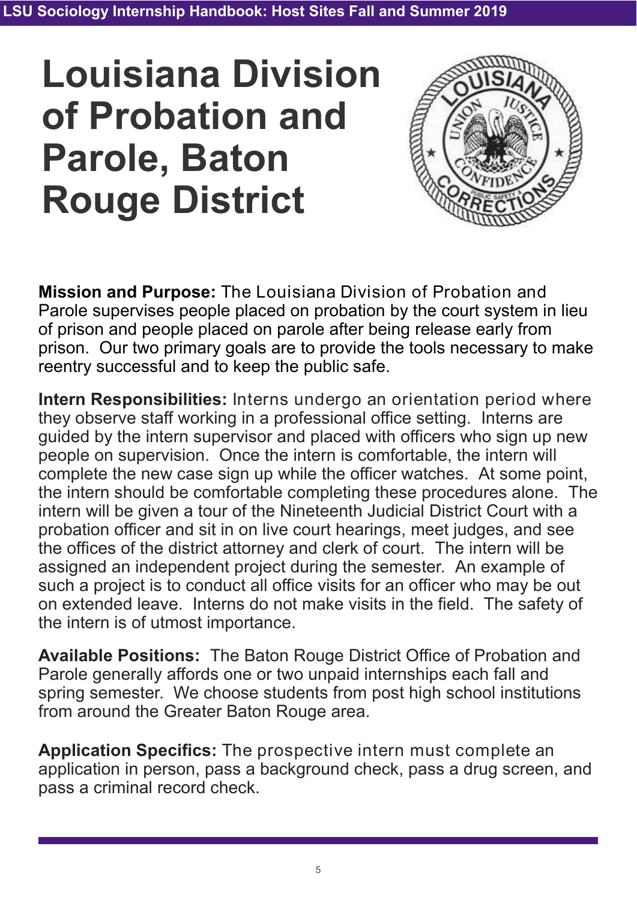# Louisiana Division of Probation and Parole, Baton Rouge District

**Mission and Purpose:** The Louisiana Division of Probation and Parole supervises people placed on probation by the court system in lieu of prison and people placed on parole after being release early from prison. Our two primary goals are to provide the tools necessary to make reentry successful and to keep the public safe.

**Intern Responsibilities:** Interns undergo an orientation period where they observe staff working in a professional office setting. Interns are guided by the intern supervisor and placed with officers who sign up new people on supervision. Once the intern is comfortable, the intern will complete the new case sign up while the officer watches. At some point, the intern should be comfortable completing these procedures alone. The intern will be given a tour of the Nineteenth Judicial District Court with a probation officer and sit in on live court hearings, meet judges, and see the offices of the district attorney and clerk of court. The intern will be assigned an independent project during the semester. An example of such a project is to conduct all office visits for an officer who may be out on extended leave. Interns do not make visits in the field. The safety of the intern is of utmost importance.

**Available Positions:** The Baton Rouge District Office of Probation and Parole generally affords one or two unpaid internships each fall and spring semester. We choose students from post high school institutions from around the Greater Baton Rouge area.

**Application Specifics:** The prospective intern must complete an application in person, pass a background check, pass a drug screen, and pass a criminal record check.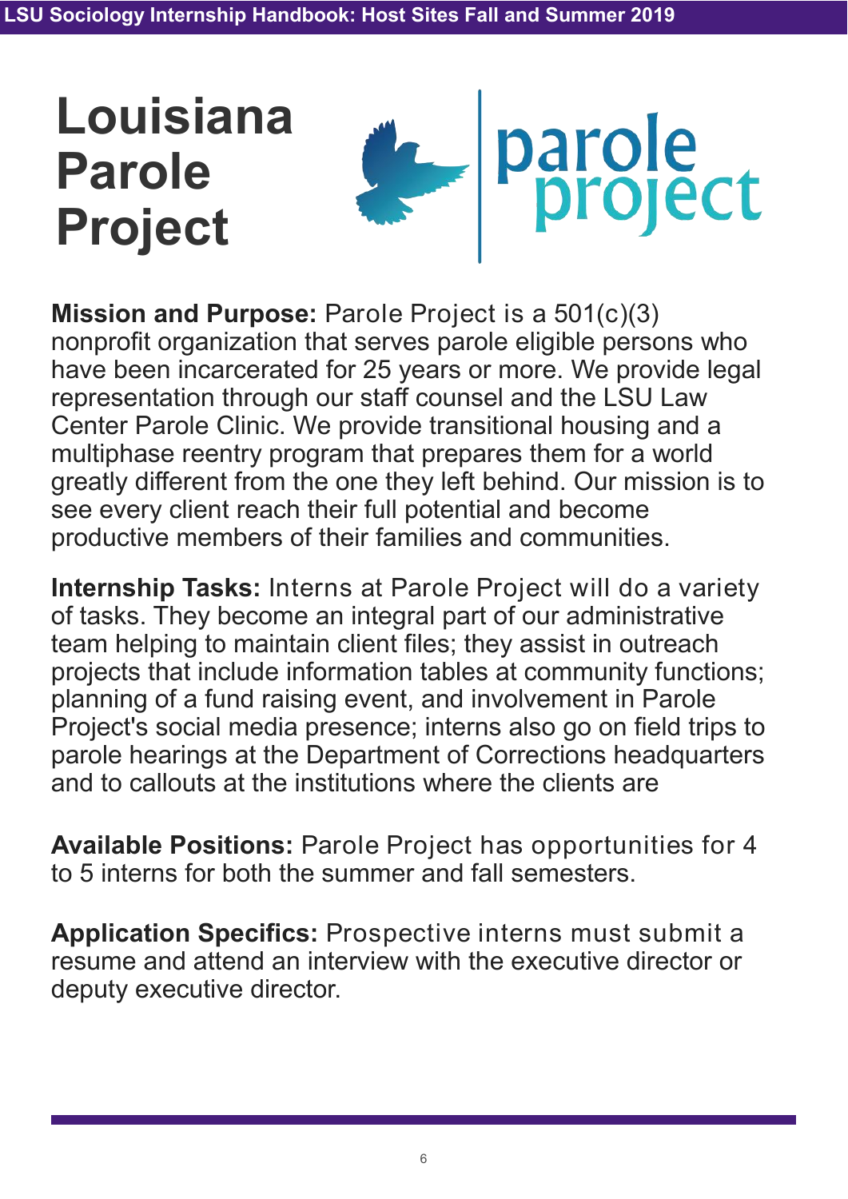# Louisiana Parole Project

**Mission and Purpose:** Parole Project is a 501(c)(3) nonprofit organization that serves parole eligible persons who have been incarcerated for 25 years or more. We provide legal representation through our staff counsel and the LSU Law Center Parole Clinic. We provide transitional housing and a multiphase reentry program that prepares them for a world greatly different from the one they left behind. Our mission is to see every client reach their full potential and become productive members of their families and communities.

**Internship Tasks:** Interns at Parole Project will do a variety of tasks. They become an integral part of our administrative team helping to maintain client files; they assist in outreach projects that include information tables at community functions; planning of a fund raising event, and involvement in Parole Project's social media presence; interns also go on field trips to parole hearings at the Department of Corrections headquarters and to callouts at the institutions where the clients are

**Available Positions:** Parole Project has opportunities for 4 to 5 interns for both the summer and fall semesters.

**Application Specifics:** Prospective interns must submit a resume and attend an interview with the executive director or deputy executive director.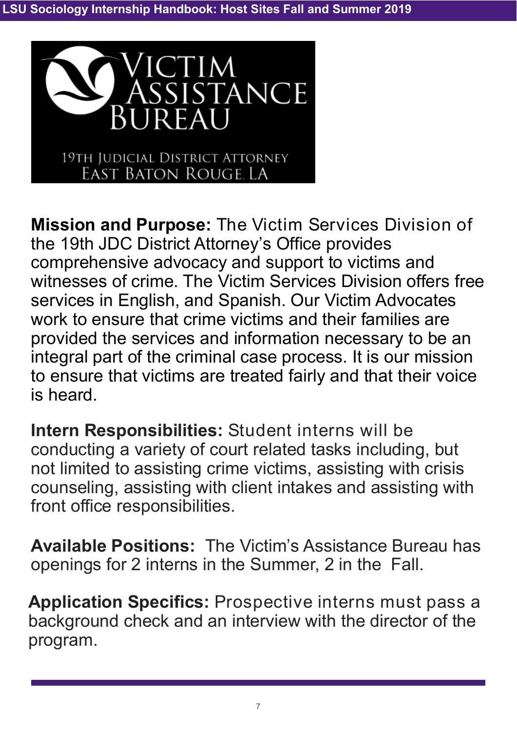# Victim Assistance Bureau

19th Judicial District Attorney
East Baton Rouge, LA

**Mission and Purpose:** The Victim Services Division of the 19th JDC District Attorney's Office provides comprehensive advocacy and support to victims and witnesses of crime. The Victim Services Division offers free services in English, and Spanish. Our Victim Advocates work to ensure that crime victims and their families are provided the services and information necessary to be an integral part of the criminal case process. It is our mission to ensure that victims are treated fairly and that their voice is heard.

**Intern Responsibilities:** Student interns will be conducting a variety of court related tasks including, but not limited to assisting crime victims, assisting with crisis counseling, assisting with client intakes and assisting with front office responsibilities.

**Available Positions:** The Victim's Assistance Bureau has openings for 2 interns in the Summer, 2 in the Fall.

**Application Specifics:** Prospective interns must pass a background check and an interview with the director of the program.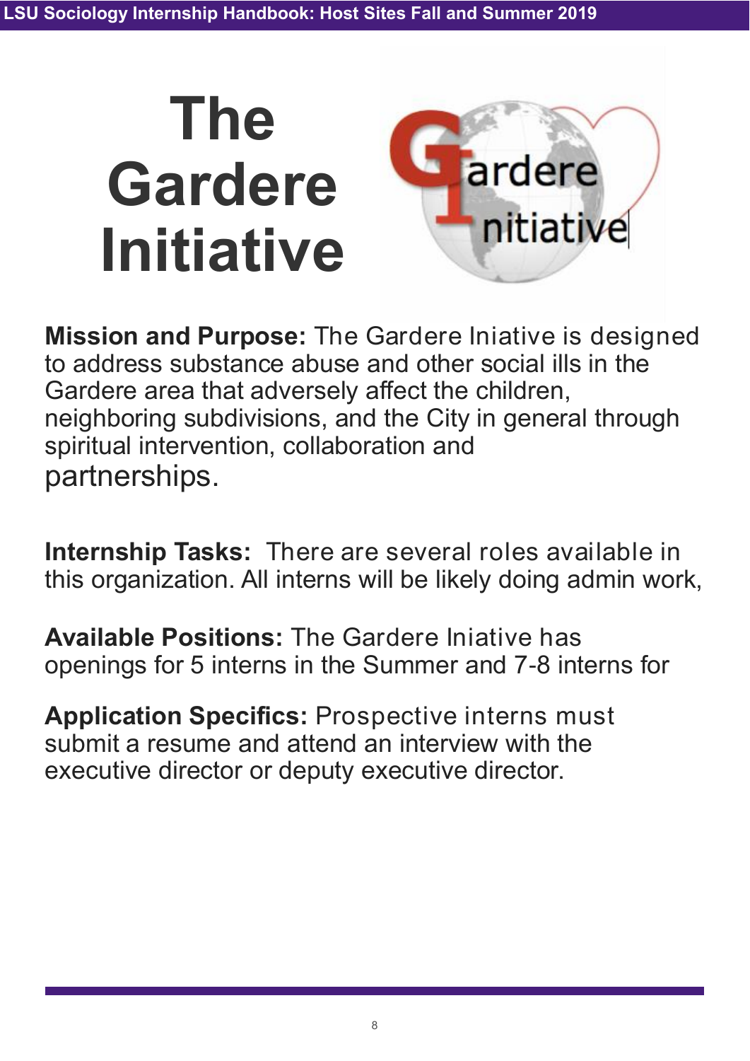# The Gardere Initiative

**Mission and Purpose:** The Gardere Iniative is designed to address substance abuse and other social ills in the Gardere area that adversely affect the children, neighboring subdivisions, and the City in general through spiritual intervention, collaboration and partnerships.

**Internship Tasks:** There are several roles available in this organization. All interns will be likely doing admin work,

**Available Positions:** The Gardere Iniative has openings for 5 interns in the Summer and 7-8 interns for

**Application Specifics:** Prospective interns must submit a resume and attend an interview with the executive director or deputy executive director.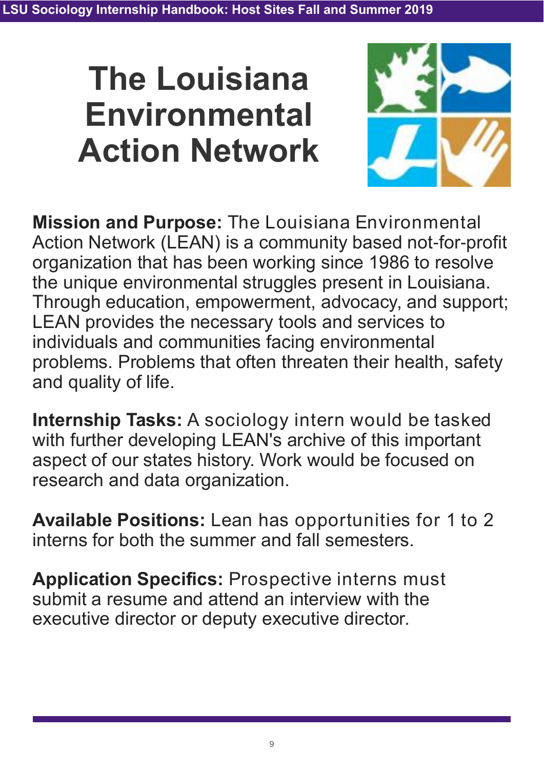# The Louisiana Environmental Action Network

**Mission and Purpose:** The Louisiana Environmental Action Network (LEAN) is a community based not-for-profit organization that has been working since 1986 to resolve the unique environmental struggles present in Louisiana. Through education, empowerment, advocacy, and support; LEAN provides the necessary tools and services to individuals and communities facing environmental problems. Problems that often threaten their health, safety and quality of life.

**Internship Tasks:** A sociology intern would be tasked with further developing LEAN's archive of this important aspect of our states history. Work would be focused on research and data organization.

**Available Positions:** Lean has opportunities for 1 to 2 interns for both the summer and fall semesters.

**Application Specifics:** Prospective interns must submit a resume and attend an interview with the executive director or deputy executive director.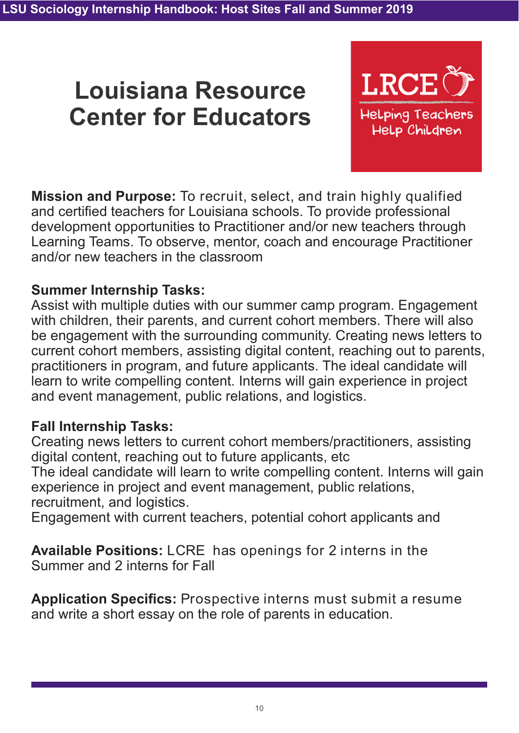# Louisiana Resource Center for Educators

LRCE
Helping Teachers Help Children

**Mission and Purpose:** To recruit, select, and train highly qualified and certified teachers for Louisiana schools. To provide professional development opportunities to Practitioner and/or new teachers through Learning Teams. To observe, mentor, coach and encourage Practitioner and/or new teachers in the classroom

**Summer Internship Tasks:**
Assist with multiple duties with our summer camp program. Engagement with children, their parents, and current cohort members. There will also be engagement with the surrounding community. Creating news letters to current cohort members, assisting digital content, reaching out to parents, practitioners in program, and future applicants. The ideal candidate will learn to write compelling content. Interns will gain experience in project and event management, public relations, and logistics.

**Fall Internship Tasks:**
Creating news letters to current cohort members/practitioners, assisting digital content, reaching out to future applicants, etc
The ideal candidate will learn to write compelling content. Interns will gain experience in project and event management, public relations, recruitment, and logistics.
Engagement with current teachers, potential cohort applicants and

**Available Positions:** LCRE has openings for 2 interns in the Summer and 2 interns for Fall

**Application Specifics:** Prospective interns must submit a resume and write a short essay on the role of parents in education.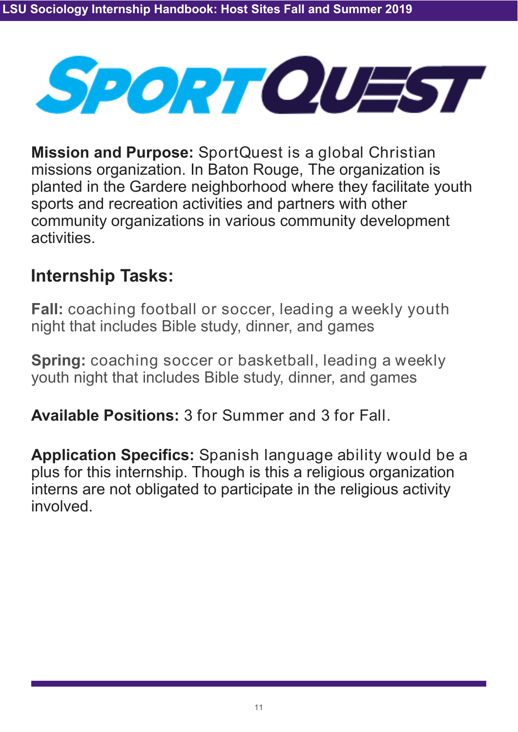# SportQuest

**Mission and Purpose:** SportQuest is a global Christian missions organization. In Baton Rouge, The organization is planted in the Gardere neighborhood where they facilitate youth sports and recreation activities and partners with other community organizations in various community development activities.

## Internship Tasks:

**Fall:** coaching football or soccer, leading a weekly youth night that includes Bible study, dinner, and games

**Spring:** coaching soccer or basketball, leading a weekly youth night that includes Bible study, dinner, and games

**Available Positions:** 3 for Summer and 3 for Fall.

**Application Specifics:** Spanish language ability would be a plus for this internship. Though is this a religious organization interns are not obligated to participate in the religious activity involved.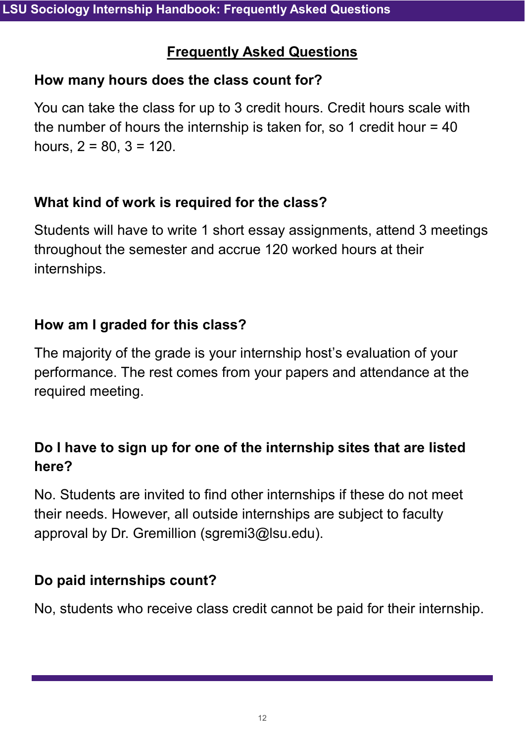## Frequently Asked Questions

### How many hours does the class count for?

You can take the class for up to 3 credit hours. Credit hours scale with the number of hours the internship is taken for, so 1 credit hour = 40 hours, 2 = 80, 3 = 120.

### What kind of work is required for the class?

Students will have to write 1 short essay assignments, attend 3 meetings throughout the semester and accrue 120 worked hours at their internships.

### How am I graded for this class?

The majority of the grade is your internship host's evaluation of your performance. The rest comes from your papers and attendance at the required meeting.

### Do I have to sign up for one of the internship sites that are listed here?

No. Students are invited to find other internships if these do not meet their needs. However, all outside internships are subject to faculty approval by Dr. Gremillion (sgremi3@lsu.edu).

### Do paid internships count?

No, students who receive class credit cannot be paid for their internship.